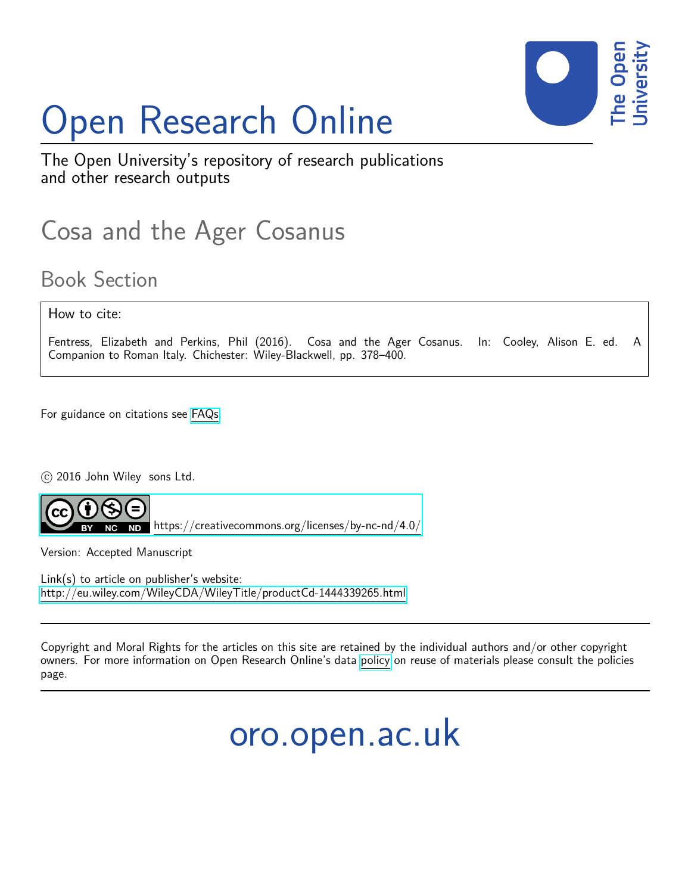# Open Research Online

The Open University's repository of research publications and other research outputs

## Cosa and the Ager Cosanus

### Book Section

How to cite:

Fentress, Elizabeth and Perkins, Phil (2016). Cosa and the Ager Cosanus. In: Cooley, Alison E. ed. A Companion to Roman Italy. Chichester: Wiley-Blackwell, pp. 378–400.

For guidance on citations see FAQs.

© 2016 John Wiley sons Ltd.

https://creativecommons.org/licenses/by-nc-nd/4.0/

Version: Accepted Manuscript

Link(s) to article on publisher's website:
http://eu.wiley.com/WileyCDA/WileyTitle/productCd-1444339265.html

Copyright and Moral Rights for the articles on this site are retained by the individual authors and/or other copyright owners. For more information on Open Research Online's data policy on reuse of materials please consult the policies page.

oro.open.ac.uk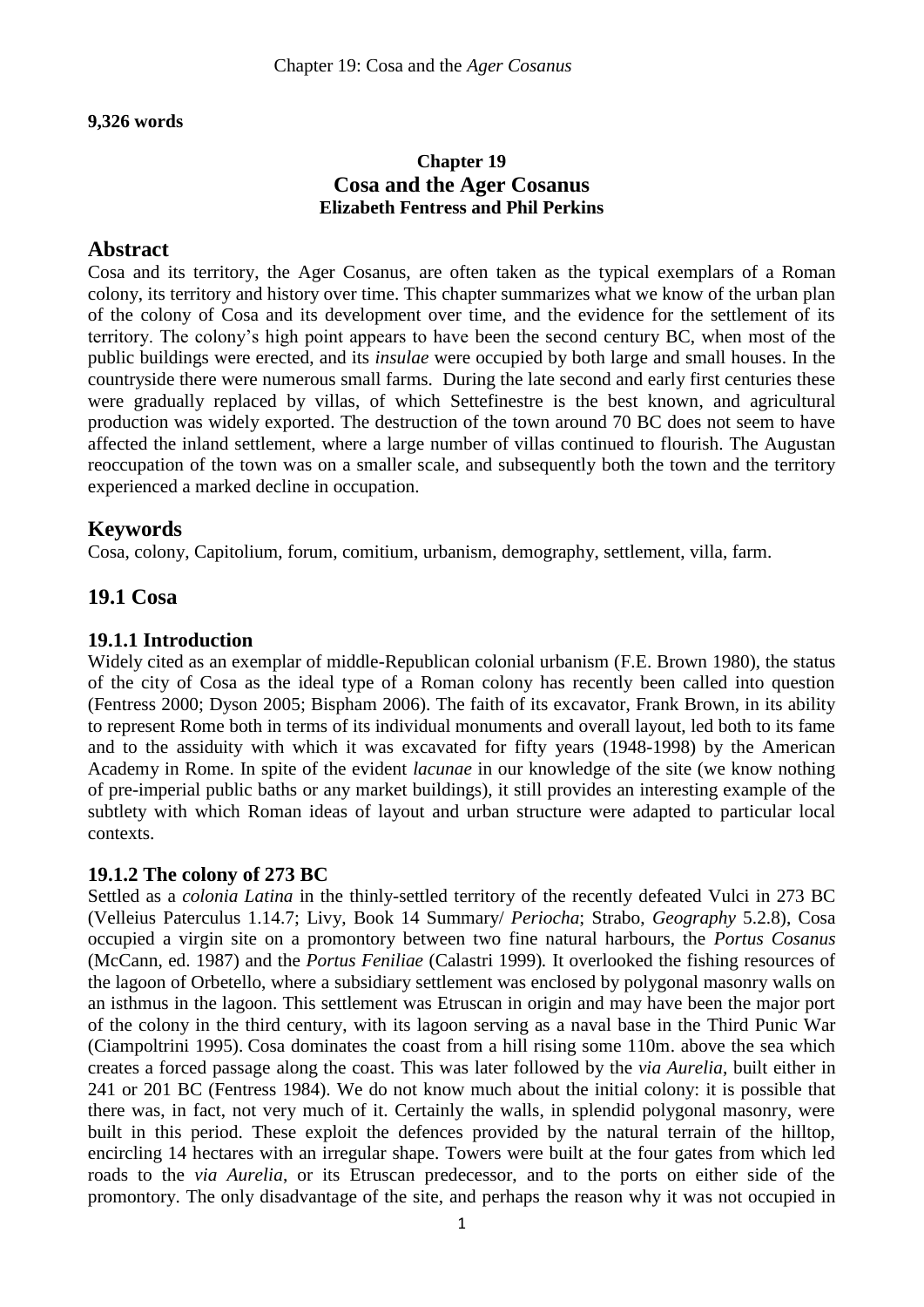**9,326 words**

## Chapter 19
# Cosa and the Ager Cosanus
**Elizabeth Fentress and Phil Perkins**

## Abstract

Cosa and its territory, the Ager Cosanus, are often taken as the typical exemplars of a Roman colony, its territory and history over time. This chapter summarizes what we know of the urban plan of the colony of Cosa and its development over time, and the evidence for the settlement of its territory. The colony's high point appears to have been the second century BC, when most of the public buildings were erected, and its *insulae* were occupied by both large and small houses. In the countryside there were numerous small farms. During the late second and early first centuries these were gradually replaced by villas, of which Settefinestre is the best known, and agricultural production was widely exported. The destruction of the town around 70 BC does not seem to have affected the inland settlement, where a large number of villas continued to flourish. The Augustan reoccupation of the town was on a smaller scale, and subsequently both the town and the territory experienced a marked decline in occupation.

## Keywords

Cosa, colony, Capitolium, forum, comitium, urbanism, demography, settlement, villa, farm.

## 19.1 Cosa

### 19.1.1 Introduction

Widely cited as an exemplar of middle-Republican colonial urbanism (F.E. Brown 1980), the status of the city of Cosa as the ideal type of a Roman colony has recently been called into question (Fentress 2000; Dyson 2005; Bispham 2006). The faith of its excavator, Frank Brown, in its ability to represent Rome both in terms of its individual monuments and overall layout, led both to its fame and to the assiduity with which it was excavated for fifty years (1948-1998) by the American Academy in Rome. In spite of the evident *lacunae* in our knowledge of the site (we know nothing of pre-imperial public baths or any market buildings), it still provides an interesting example of the subtlety with which Roman ideas of layout and urban structure were adapted to particular local contexts.

### 19.1.2 The colony of 273 BC

Settled as a *colonia Latina* in the thinly-settled territory of the recently defeated Vulci in 273 BC (Velleius Paterculus 1.14.7; Livy, Book 14 Summary/ *Periocha*; Strabo, *Geography* 5.2.8), Cosa occupied a virgin site on a promontory between two fine natural harbours, the *Portus Cosanus* (McCann, ed. 1987) and the *Portus Feniliae* (Calastri 1999)*.* It overlooked the fishing resources of the lagoon of Orbetello, where a subsidiary settlement was enclosed by polygonal masonry walls on an isthmus in the lagoon. This settlement was Etruscan in origin and may have been the major port of the colony in the third century, with its lagoon serving as a naval base in the Third Punic War (Ciampoltrini 1995). Cosa dominates the coast from a hill rising some 110m. above the sea which creates a forced passage along the coast. This was later followed by the *via Aurelia*, built either in 241 or 201 BC (Fentress 1984). We do not know much about the initial colony: it is possible that there was, in fact, not very much of it. Certainly the walls, in splendid polygonal masonry, were built in this period. These exploit the defences provided by the natural terrain of the hilltop, encircling 14 hectares with an irregular shape. Towers were built at the four gates from which led roads to the *via Aurelia*, or its Etruscan predecessor, and to the ports on either side of the promontory. The only disadvantage of the site, and perhaps the reason why it was not occupied in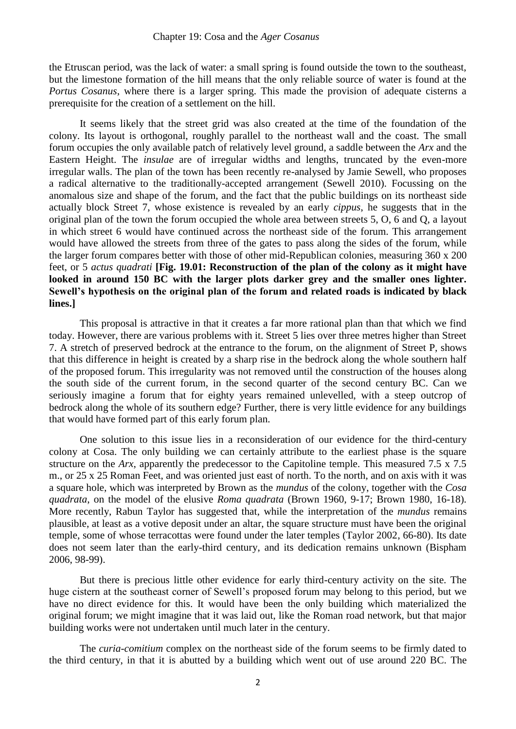the Etruscan period, was the lack of water: a small spring is found outside the town to the southeast, but the limestone formation of the hill means that the only reliable source of water is found at the *Portus Cosanus*, where there is a larger spring. This made the provision of adequate cisterns a prerequisite for the creation of a settlement on the hill.

It seems likely that the street grid was also created at the time of the foundation of the colony. Its layout is orthogonal, roughly parallel to the northeast wall and the coast. The small forum occupies the only available patch of relatively level ground, a saddle between the *Arx* and the Eastern Height. The *insulae* are of irregular widths and lengths, truncated by the even-more irregular walls. The plan of the town has been recently re-analysed by Jamie Sewell, who proposes a radical alternative to the traditionally-accepted arrangement (Sewell 2010). Focussing on the anomalous size and shape of the forum, and the fact that the public buildings on its northeast side actually block Street 7, whose existence is revealed by an early *cippus*, he suggests that in the original plan of the town the forum occupied the whole area between streets 5, O, 6 and Q, a layout in which street 6 would have continued across the northeast side of the forum. This arrangement would have allowed the streets from three of the gates to pass along the sides of the forum, while the larger forum compares better with those of other mid-Republican colonies, measuring 360 x 200 feet, or 5 *actus quadrati* **[Fig. 19.01: Reconstruction of the plan of the colony as it might have looked in around 150 BC with the larger plots darker grey and the smaller ones lighter. Sewell's hypothesis on the original plan of the forum and related roads is indicated by black lines.]**

This proposal is attractive in that it creates a far more rational plan than that which we find today. However, there are various problems with it. Street 5 lies over three metres higher than Street 7. A stretch of preserved bedrock at the entrance to the forum, on the alignment of Street P, shows that this difference in height is created by a sharp rise in the bedrock along the whole southern half of the proposed forum. This irregularity was not removed until the construction of the houses along the south side of the current forum, in the second quarter of the second century BC. Can we seriously imagine a forum that for eighty years remained unlevelled, with a steep outcrop of bedrock along the whole of its southern edge? Further, there is very little evidence for any buildings that would have formed part of this early forum plan.

One solution to this issue lies in a reconsideration of our evidence for the third-century colony at Cosa. The only building we can certainly attribute to the earliest phase is the square structure on the *Arx*, apparently the predecessor to the Capitoline temple. This measured 7.5 x 7.5 m., or 25 x 25 Roman Feet, and was oriented just east of north. To the north, and on axis with it was a square hole, which was interpreted by Brown as the *mundus* of the colony, together with the *Cosa quadrata*, on the model of the elusive *Roma quadrata* (Brown 1960, 9-17; Brown 1980, 16-18). More recently, Rabun Taylor has suggested that, while the interpretation of the *mundus* remains plausible, at least as a votive deposit under an altar, the square structure must have been the original temple, some of whose terracottas were found under the later temples (Taylor 2002, 66-80). Its date does not seem later than the early-third century, and its dedication remains unknown (Bispham 2006, 98-99).

But there is precious little other evidence for early third-century activity on the site. The huge cistern at the southeast corner of Sewell's proposed forum may belong to this period, but we have no direct evidence for this. It would have been the only building which materialized the original forum; we might imagine that it was laid out, like the Roman road network, but that major building works were not undertaken until much later in the century.

The *curia-comitium* complex on the northeast side of the forum seems to be firmly dated to the third century, in that it is abutted by a building which went out of use around 220 BC. The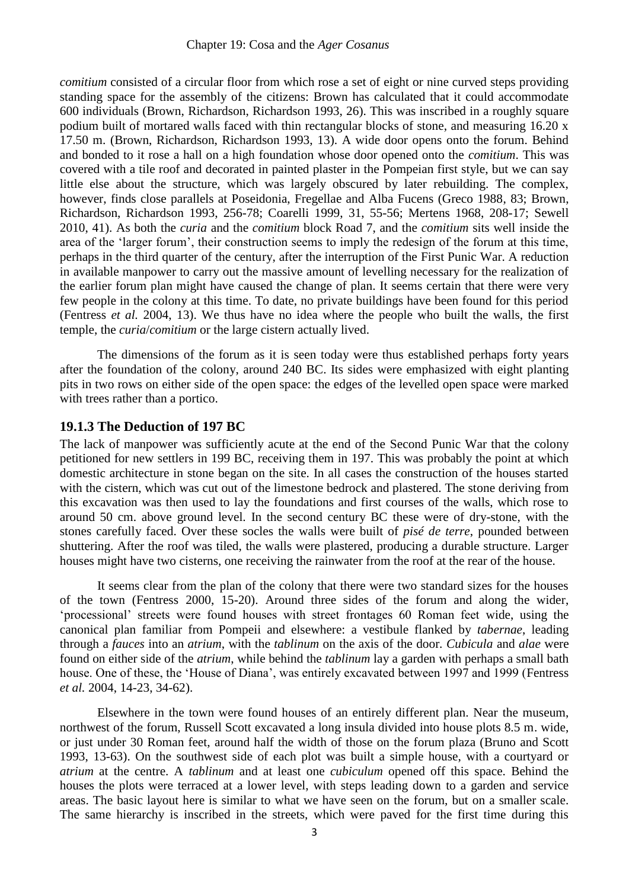*comitium* consisted of a circular floor from which rose a set of eight or nine curved steps providing standing space for the assembly of the citizens: Brown has calculated that it could accommodate 600 individuals (Brown, Richardson, Richardson 1993, 26). This was inscribed in a roughly square podium built of mortared walls faced with thin rectangular blocks of stone, and measuring 16.20 x 17.50 m. (Brown, Richardson, Richardson 1993, 13). A wide door opens onto the forum. Behind and bonded to it rose a hall on a high foundation whose door opened onto the *comitium*. This was covered with a tile roof and decorated in painted plaster in the Pompeian first style, but we can say little else about the structure, which was largely obscured by later rebuilding. The complex, however, finds close parallels at Poseidonia, Fregellae and Alba Fucens (Greco 1988, 83; Brown, Richardson, Richardson 1993, 256-78; Coarelli 1999, 31, 55-56; Mertens 1968, 208-17; Sewell 2010, 41). As both the *curia* and the *comitium* block Road 7, and the *comitium* sits well inside the area of the 'larger forum', their construction seems to imply the redesign of the forum at this time, perhaps in the third quarter of the century, after the interruption of the First Punic War. A reduction in available manpower to carry out the massive amount of levelling necessary for the realization of the earlier forum plan might have caused the change of plan. It seems certain that there were very few people in the colony at this time. To date, no private buildings have been found for this period (Fentress *et al.* 2004, 13). We thus have no idea where the people who built the walls, the first temple, the *curia*/*comitium* or the large cistern actually lived.

The dimensions of the forum as it is seen today were thus established perhaps forty years after the foundation of the colony, around 240 BC. Its sides were emphasized with eight planting pits in two rows on either side of the open space: the edges of the levelled open space were marked with trees rather than a portico.

### 19.1.3 The Deduction of 197 BC

The lack of manpower was sufficiently acute at the end of the Second Punic War that the colony petitioned for new settlers in 199 BC, receiving them in 197. This was probably the point at which domestic architecture in stone began on the site. In all cases the construction of the houses started with the cistern, which was cut out of the limestone bedrock and plastered. The stone deriving from this excavation was then used to lay the foundations and first courses of the walls, which rose to around 50 cm. above ground level. In the second century BC these were of dry-stone, with the stones carefully faced. Over these socles the walls were built of *pisé de terre*, pounded between shuttering. After the roof was tiled, the walls were plastered, producing a durable structure. Larger houses might have two cisterns, one receiving the rainwater from the roof at the rear of the house.

It seems clear from the plan of the colony that there were two standard sizes for the houses of the town (Fentress 2000, 15-20). Around three sides of the forum and along the wider, 'processional' streets were found houses with street frontages 60 Roman feet wide, using the canonical plan familiar from Pompeii and elsewhere: a vestibule flanked by *tabernae*, leading through a *fauces* into an *atrium*, with the *tablinum* on the axis of the door. *Cubicula* and *alae* were found on either side of the *atrium*, while behind the *tablinum* lay a garden with perhaps a small bath house. One of these, the 'House of Diana', was entirely excavated between 1997 and 1999 (Fentress *et al.* 2004, 14-23, 34-62).

Elsewhere in the town were found houses of an entirely different plan. Near the museum, northwest of the forum, Russell Scott excavated a long insula divided into house plots 8.5 m. wide, or just under 30 Roman feet, around half the width of those on the forum plaza (Bruno and Scott 1993, 13-63). On the southwest side of each plot was built a simple house, with a courtyard or *atrium* at the centre. A *tablinum* and at least one *cubiculum* opened off this space. Behind the houses the plots were terraced at a lower level, with steps leading down to a garden and service areas. The basic layout here is similar to what we have seen on the forum, but on a smaller scale. The same hierarchy is inscribed in the streets, which were paved for the first time during this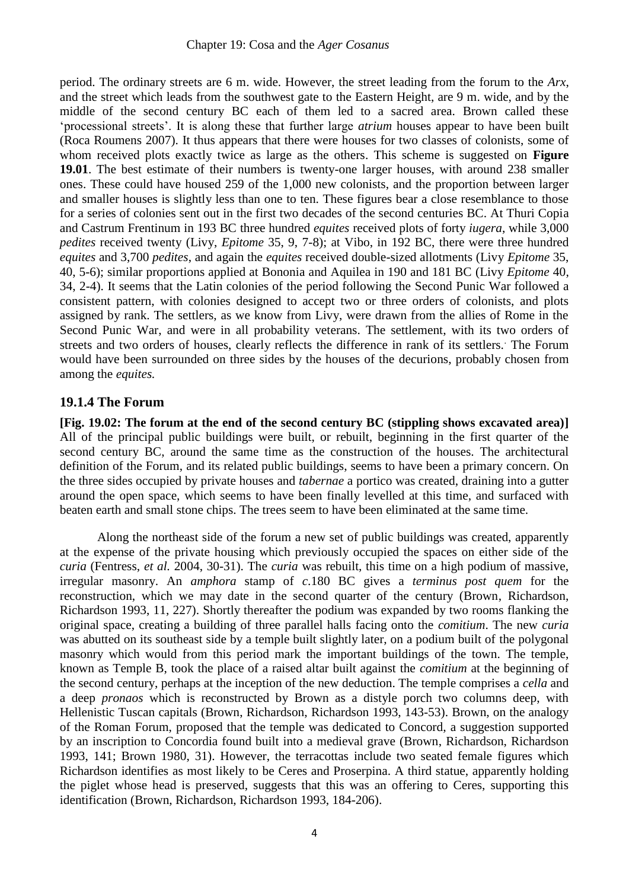period. The ordinary streets are 6 m. wide. However, the street leading from the forum to the *Arx*, and the street which leads from the southwest gate to the Eastern Height, are 9 m. wide, and by the middle of the second century BC each of them led to a sacred area. Brown called these 'processional streets'. It is along these that further large *atrium* houses appear to have been built (Roca Roumens 2007). It thus appears that there were houses for two classes of colonists, some of whom received plots exactly twice as large as the others. This scheme is suggested on **Figure 19.01**. The best estimate of their numbers is twenty-one larger houses, with around 238 smaller ones. These could have housed 259 of the 1,000 new colonists, and the proportion between larger and smaller houses is slightly less than one to ten. These figures bear a close resemblance to those for a series of colonies sent out in the first two decades of the second centuries BC. At Thuri Copia and Castrum Frentinum in 193 BC three hundred *equites* received plots of forty *iugera*, while 3,000 *pedites* received twenty (Livy, *Epitome* 35, 9, 7-8); at Vibo, in 192 BC, there were three hundred *equites* and 3,700 *pedites*, and again the *equites* received double-sized allotments (Livy *Epitome* 35, 40, 5-6); similar proportions applied at Bononia and Aquilea in 190 and 181 BC (Livy *Epitome* 40, 34, 2-4). It seems that the Latin colonies of the period following the Second Punic War followed a consistent pattern, with colonies designed to accept two or three orders of colonists, and plots assigned by rank. The settlers, as we know from Livy, were drawn from the allies of Rome in the Second Punic War, and were in all probability veterans. The settlement, with its two orders of streets and two orders of houses, clearly reflects the difference in rank of its settlers. The Forum would have been surrounded on three sides by the houses of the decurions, probably chosen from among the *equites.*

## 19.1.4 The Forum

**[Fig. 19.02: The forum at the end of the second century BC (stippling shows excavated area)]**
All of the principal public buildings were built, or rebuilt, beginning in the first quarter of the second century BC, around the same time as the construction of the houses. The architectural definition of the Forum, and its related public buildings, seems to have been a primary concern. On the three sides occupied by private houses and *tabernae* a portico was created, draining into a gutter around the open space, which seems to have been finally levelled at this time, and surfaced with beaten earth and small stone chips. The trees seem to have been eliminated at the same time.

Along the northeast side of the forum a new set of public buildings was created, apparently at the expense of the private housing which previously occupied the spaces on either side of the *curia* (Fentress, *et al.* 2004, 30-31). The *curia* was rebuilt, this time on a high podium of massive, irregular masonry. An *amphora* stamp of *c.*180 BC gives a *terminus post quem* for the reconstruction, which we may date in the second quarter of the century (Brown, Richardson, Richardson 1993, 11, 227). Shortly thereafter the podium was expanded by two rooms flanking the original space, creating a building of three parallel halls facing onto the *comitium*. The new *curia* was abutted on its southeast side by a temple built slightly later, on a podium built of the polygonal masonry which would from this period mark the important buildings of the town. The temple, known as Temple B, took the place of a raised altar built against the *comitium* at the beginning of the second century, perhaps at the inception of the new deduction. The temple comprises a *cella* and a deep *pronaos* which is reconstructed by Brown as a distyle porch two columns deep, with Hellenistic Tuscan capitals (Brown, Richardson, Richardson 1993, 143-53). Brown, on the analogy of the Roman Forum, proposed that the temple was dedicated to Concord, a suggestion supported by an inscription to Concordia found built into a medieval grave (Brown, Richardson, Richardson 1993, 141; Brown 1980, 31). However, the terracottas include two seated female figures which Richardson identifies as most likely to be Ceres and Proserpina. A third statue, apparently holding the piglet whose head is preserved, suggests that this was an offering to Ceres, supporting this identification (Brown, Richardson, Richardson 1993, 184-206).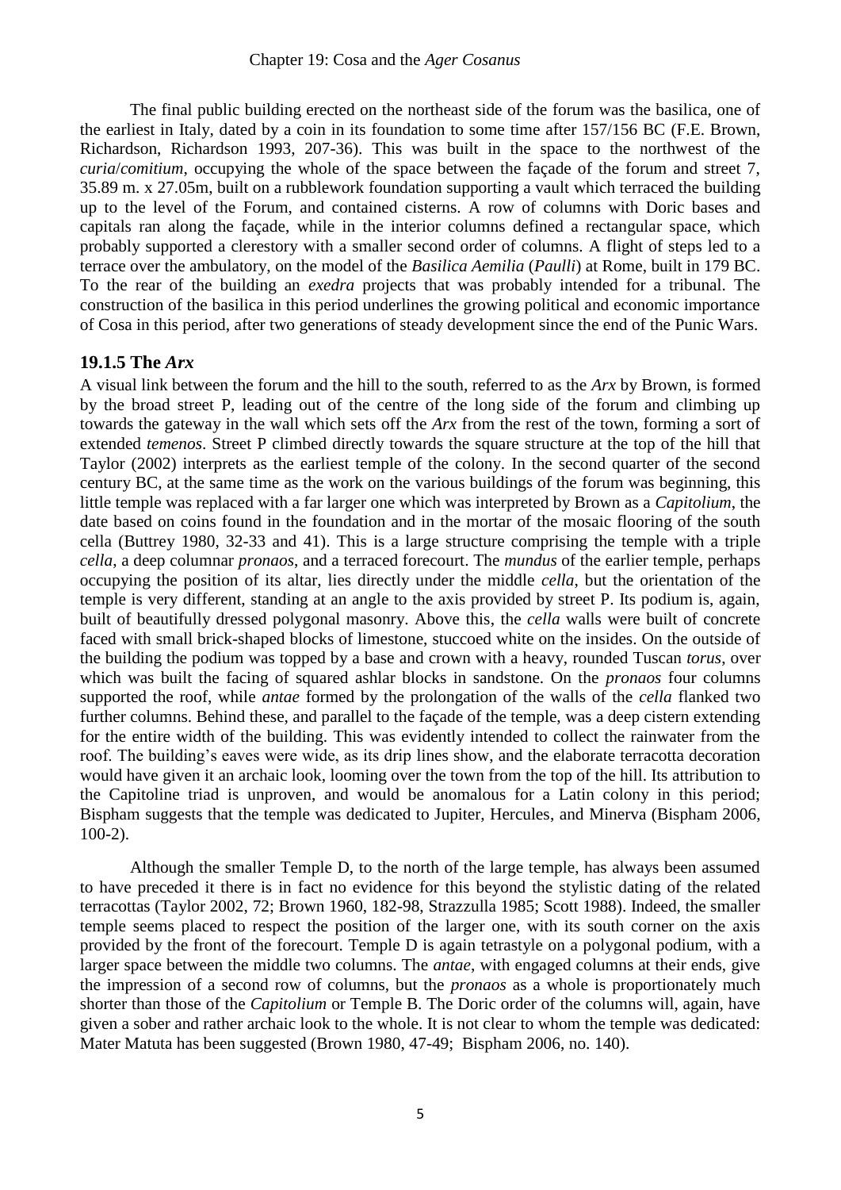The final public building erected on the northeast side of the forum was the basilica, one of the earliest in Italy, dated by a coin in its foundation to some time after 157/156 BC (F.E. Brown, Richardson, Richardson 1993, 207-36). This was built in the space to the northwest of the *curia*/*comitium*, occupying the whole of the space between the façade of the forum and street 7, 35.89 m. x 27.05m, built on a rubblework foundation supporting a vault which terraced the building up to the level of the Forum, and contained cisterns. A row of columns with Doric bases and capitals ran along the façade, while in the interior columns defined a rectangular space, which probably supported a clerestory with a smaller second order of columns. A flight of steps led to a terrace over the ambulatory, on the model of the *Basilica Aemilia* (*Paulli*) at Rome, built in 179 BC. To the rear of the building an *exedra* projects that was probably intended for a tribunal. The construction of the basilica in this period underlines the growing political and economic importance of Cosa in this period, after two generations of steady development since the end of the Punic Wars.

### 19.1.5 The *Arx*

A visual link between the forum and the hill to the south, referred to as the *Arx* by Brown, is formed by the broad street P, leading out of the centre of the long side of the forum and climbing up towards the gateway in the wall which sets off the *Arx* from the rest of the town, forming a sort of extended *temenos*. Street P climbed directly towards the square structure at the top of the hill that Taylor (2002) interprets as the earliest temple of the colony. In the second quarter of the second century BC, at the same time as the work on the various buildings of the forum was beginning, this little temple was replaced with a far larger one which was interpreted by Brown as a *Capitolium*, the date based on coins found in the foundation and in the mortar of the mosaic flooring of the south cella (Buttrey 1980, 32-33 and 41). This is a large structure comprising the temple with a triple *cella*, a deep columnar *pronaos*, and a terraced forecourt. The *mundus* of the earlier temple, perhaps occupying the position of its altar, lies directly under the middle *cella*, but the orientation of the temple is very different, standing at an angle to the axis provided by street P. Its podium is, again, built of beautifully dressed polygonal masonry. Above this, the *cella* walls were built of concrete faced with small brick-shaped blocks of limestone, stuccoed white on the insides. On the outside of the building the podium was topped by a base and crown with a heavy, rounded Tuscan *torus*, over which was built the facing of squared ashlar blocks in sandstone. On the *pronaos* four columns supported the roof, while *antae* formed by the prolongation of the walls of the *cella* flanked two further columns. Behind these, and parallel to the façade of the temple, was a deep cistern extending for the entire width of the building. This was evidently intended to collect the rainwater from the roof. The building's eaves were wide, as its drip lines show, and the elaborate terracotta decoration would have given it an archaic look, looming over the town from the top of the hill. Its attribution to the Capitoline triad is unproven, and would be anomalous for a Latin colony in this period; Bispham suggests that the temple was dedicated to Jupiter, Hercules, and Minerva (Bispham 2006, 100-2).

Although the smaller Temple D, to the north of the large temple, has always been assumed to have preceded it there is in fact no evidence for this beyond the stylistic dating of the related terracottas (Taylor 2002, 72; Brown 1960, 182-98, Strazzulla 1985; Scott 1988). Indeed, the smaller temple seems placed to respect the position of the larger one, with its south corner on the axis provided by the front of the forecourt. Temple D is again tetrastyle on a polygonal podium, with a larger space between the middle two columns. The *antae*, with engaged columns at their ends, give the impression of a second row of columns, but the *pronaos* as a whole is proportionately much shorter than those of the *Capitolium* or Temple B. The Doric order of the columns will, again, have given a sober and rather archaic look to the whole. It is not clear to whom the temple was dedicated: Mater Matuta has been suggested (Brown 1980, 47-49; Bispham 2006, no. 140).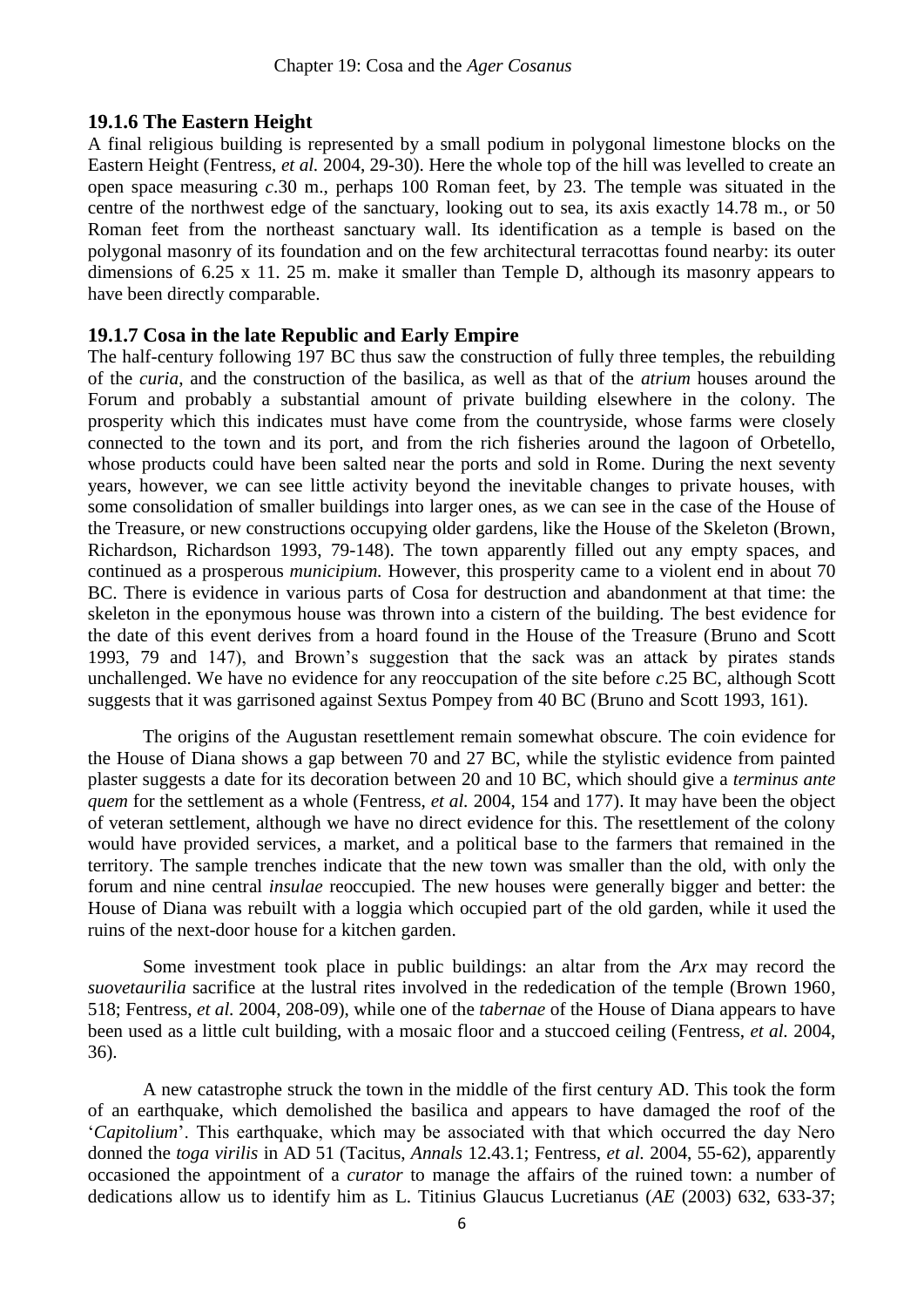### 19.1.6 The Eastern Height

A final religious building is represented by a small podium in polygonal limestone blocks on the Eastern Height (Fentress, *et al.* 2004, 29-30). Here the whole top of the hill was levelled to create an open space measuring *c*.30 m., perhaps 100 Roman feet, by 23. The temple was situated in the centre of the northwest edge of the sanctuary, looking out to sea, its axis exactly 14.78 m., or 50 Roman feet from the northeast sanctuary wall. Its identification as a temple is based on the polygonal masonry of its foundation and on the few architectural terracottas found nearby: its outer dimensions of 6.25 x 11. 25 m. make it smaller than Temple D, although its masonry appears to have been directly comparable.

### 19.1.7 Cosa in the late Republic and Early Empire

The half-century following 197 BC thus saw the construction of fully three temples, the rebuilding of the *curia*, and the construction of the basilica, as well as that of the *atrium* houses around the Forum and probably a substantial amount of private building elsewhere in the colony. The prosperity which this indicates must have come from the countryside, whose farms were closely connected to the town and its port, and from the rich fisheries around the lagoon of Orbetello, whose products could have been salted near the ports and sold in Rome. During the next seventy years, however, we can see little activity beyond the inevitable changes to private houses, with some consolidation of smaller buildings into larger ones, as we can see in the case of the House of the Treasure, or new constructions occupying older gardens, like the House of the Skeleton (Brown, Richardson, Richardson 1993, 79-148). The town apparently filled out any empty spaces, and continued as a prosperous *municipium.* However, this prosperity came to a violent end in about 70 BC. There is evidence in various parts of Cosa for destruction and abandonment at that time: the skeleton in the eponymous house was thrown into a cistern of the building. The best evidence for the date of this event derives from a hoard found in the House of the Treasure (Bruno and Scott 1993, 79 and 147), and Brown's suggestion that the sack was an attack by pirates stands unchallenged. We have no evidence for any reoccupation of the site before *c*.25 BC, although Scott suggests that it was garrisoned against Sextus Pompey from 40 BC (Bruno and Scott 1993, 161).

The origins of the Augustan resettlement remain somewhat obscure. The coin evidence for the House of Diana shows a gap between 70 and 27 BC, while the stylistic evidence from painted plaster suggests a date for its decoration between 20 and 10 BC, which should give a *terminus ante quem* for the settlement as a whole (Fentress, *et al.* 2004, 154 and 177). It may have been the object of veteran settlement, although we have no direct evidence for this. The resettlement of the colony would have provided services, a market, and a political base to the farmers that remained in the territory. The sample trenches indicate that the new town was smaller than the old, with only the forum and nine central *insulae* reoccupied. The new houses were generally bigger and better: the House of Diana was rebuilt with a loggia which occupied part of the old garden, while it used the ruins of the next-door house for a kitchen garden.

Some investment took place in public buildings: an altar from the *Arx* may record the *suovetaurilia* sacrifice at the lustral rites involved in the rededication of the temple (Brown 1960, 518; Fentress, *et al.* 2004, 208-09), while one of the *tabernae* of the House of Diana appears to have been used as a little cult building, with a mosaic floor and a stuccoed ceiling (Fentress, *et al.* 2004, 36).

A new catastrophe struck the town in the middle of the first century AD. This took the form of an earthquake, which demolished the basilica and appears to have damaged the roof of the '*Capitolium*'. This earthquake, which may be associated with that which occurred the day Nero donned the *toga virilis* in AD 51 (Tacitus, *Annals* 12.43.1; Fentress, *et al.* 2004, 55-62), apparently occasioned the appointment of a *curator* to manage the affairs of the ruined town: a number of dedications allow us to identify him as L. Titinius Glaucus Lucretianus (*AE* (2003) 632, 633-37;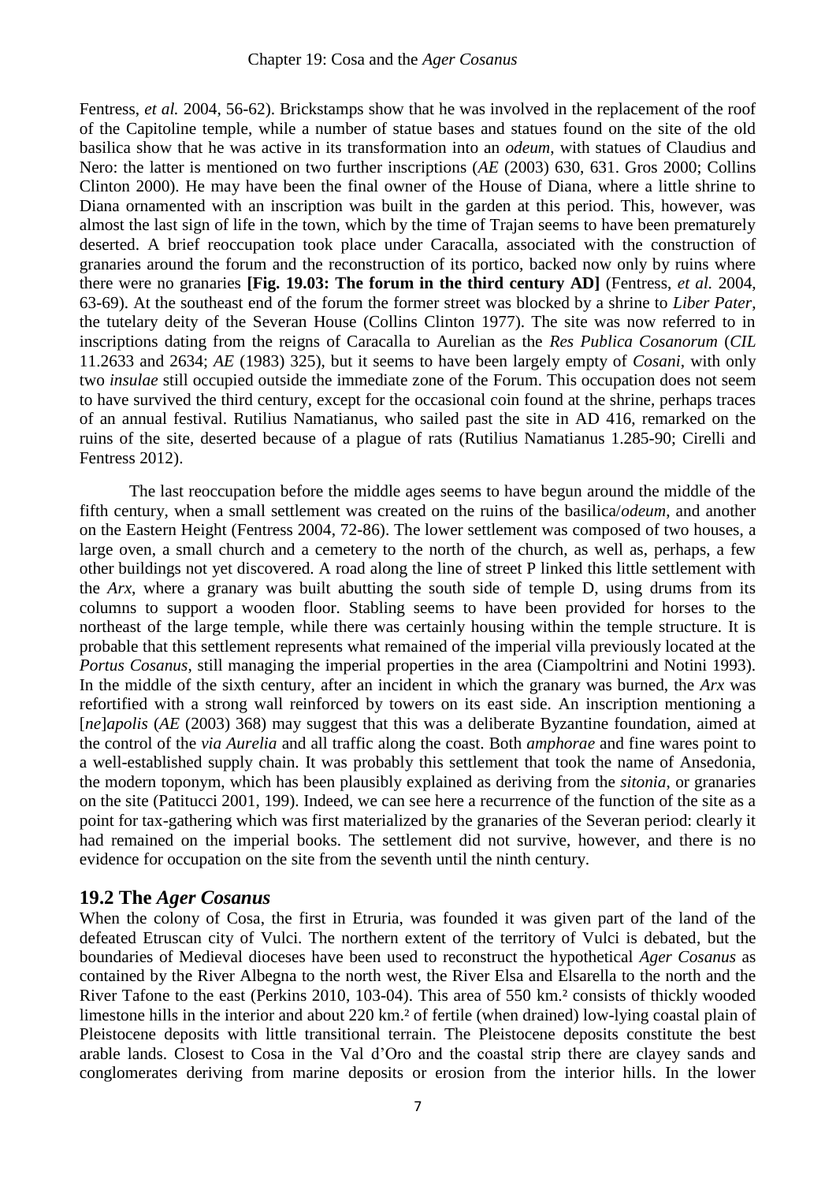Fentress, *et al.* 2004, 56-62). Brickstamps show that he was involved in the replacement of the roof of the Capitoline temple, while a number of statue bases and statues found on the site of the old basilica show that he was active in its transformation into an *odeum*, with statues of Claudius and Nero: the latter is mentioned on two further inscriptions (*AE* (2003) 630, 631. Gros 2000; Collins Clinton 2000). He may have been the final owner of the House of Diana, where a little shrine to Diana ornamented with an inscription was built in the garden at this period. This, however, was almost the last sign of life in the town, which by the time of Trajan seems to have been prematurely deserted. A brief reoccupation took place under Caracalla, associated with the construction of granaries around the forum and the reconstruction of its portico, backed now only by ruins where there were no granaries **[Fig. 19.03: The forum in the third century AD]** (Fentress, *et al.* 2004, 63-69). At the southeast end of the forum the former street was blocked by a shrine to *Liber Pater*, the tutelary deity of the Severan House (Collins Clinton 1977). The site was now referred to in inscriptions dating from the reigns of Caracalla to Aurelian as the *Res Publica Cosanorum* (*CIL* 11.2633 and 2634; *AE* (1983) 325), but it seems to have been largely empty of *Cosani*, with only two *insulae* still occupied outside the immediate zone of the Forum. This occupation does not seem to have survived the third century, except for the occasional coin found at the shrine, perhaps traces of an annual festival. Rutilius Namatianus, who sailed past the site in AD 416, remarked on the ruins of the site, deserted because of a plague of rats (Rutilius Namatianus 1.285-90; Cirelli and Fentress 2012).

The last reoccupation before the middle ages seems to have begun around the middle of the fifth century, when a small settlement was created on the ruins of the basilica/*odeum*, and another on the Eastern Height (Fentress 2004, 72-86). The lower settlement was composed of two houses, a large oven, a small church and a cemetery to the north of the church, as well as, perhaps, a few other buildings not yet discovered. A road along the line of street P linked this little settlement with the *Arx*, where a granary was built abutting the south side of temple D, using drums from its columns to support a wooden floor. Stabling seems to have been provided for horses to the northeast of the large temple, while there was certainly housing within the temple structure. It is probable that this settlement represents what remained of the imperial villa previously located at the *Portus Cosanus*, still managing the imperial properties in the area (Ciampoltrini and Notini 1993). In the middle of the sixth century, after an incident in which the granary was burned, the *Arx* was refortified with a strong wall reinforced by towers on its east side. An inscription mentioning a [*ne*]*apolis* (*AE* (2003) 368) may suggest that this was a deliberate Byzantine foundation, aimed at the control of the *via Aurelia* and all traffic along the coast. Both *amphorae* and fine wares point to a well-established supply chain. It was probably this settlement that took the name of Ansedonia, the modern toponym, which has been plausibly explained as deriving from the *sitonia*, or granaries on the site (Patitucci 2001, 199). Indeed, we can see here a recurrence of the function of the site as a point for tax-gathering which was first materialized by the granaries of the Severan period: clearly it had remained on the imperial books. The settlement did not survive, however, and there is no evidence for occupation on the site from the seventh until the ninth century.

## 19.2 The *Ager Cosanus*

When the colony of Cosa, the first in Etruria, was founded it was given part of the land of the defeated Etruscan city of Vulci. The northern extent of the territory of Vulci is debated, but the boundaries of Medieval dioceses have been used to reconstruct the hypothetical *Ager Cosanus* as contained by the River Albegna to the north west, the River Elsa and Elsarella to the north and the River Tafone to the east (Perkins 2010, 103-04). This area of 550 km.² consists of thickly wooded limestone hills in the interior and about 220 km.² of fertile (when drained) low-lying coastal plain of Pleistocene deposits with little transitional terrain. The Pleistocene deposits constitute the best arable lands. Closest to Cosa in the Val d'Oro and the coastal strip there are clayey sands and conglomerates deriving from marine deposits or erosion from the interior hills. In the lower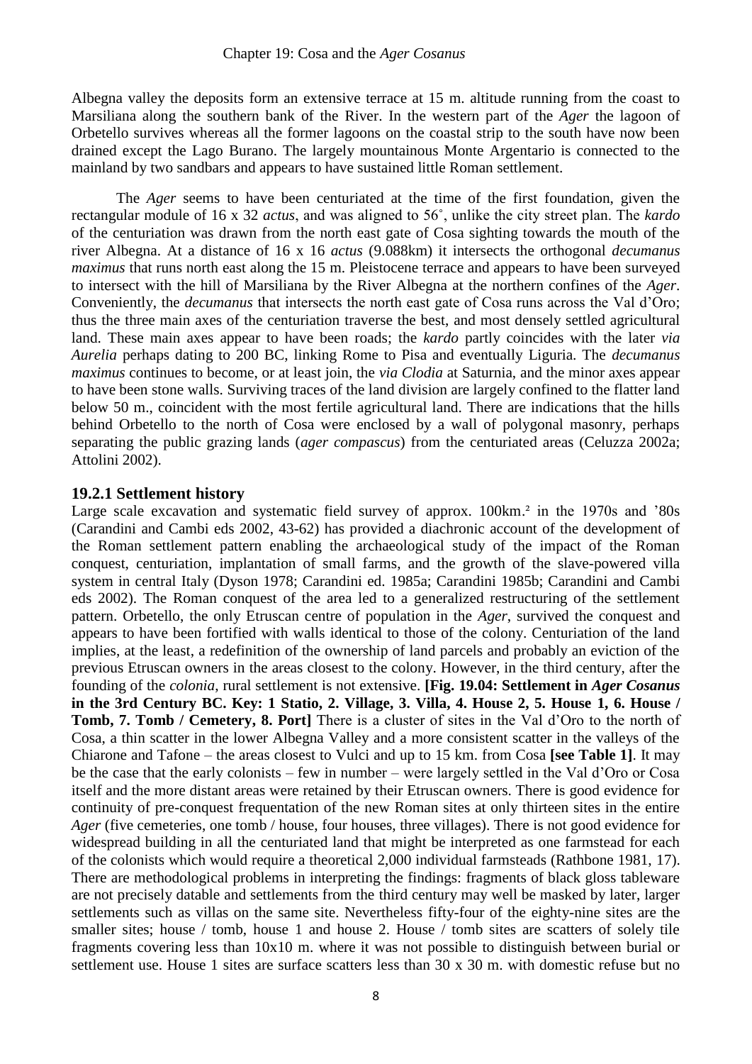Albegna valley the deposits form an extensive terrace at 15 m. altitude running from the coast to Marsiliana along the southern bank of the River. In the western part of the *Ager* the lagoon of Orbetello survives whereas all the former lagoons on the coastal strip to the south have now been drained except the Lago Burano. The largely mountainous Monte Argentario is connected to the mainland by two sandbars and appears to have sustained little Roman settlement.

The *Ager* seems to have been centuriated at the time of the first foundation, given the rectangular module of 16 x 32 *actus*, and was aligned to 56˚, unlike the city street plan. The *kardo* of the centuriation was drawn from the north east gate of Cosa sighting towards the mouth of the river Albegna. At a distance of 16 x 16 *actus* (9.088km) it intersects the orthogonal *decumanus maximus* that runs north east along the 15 m. Pleistocene terrace and appears to have been surveyed to intersect with the hill of Marsiliana by the River Albegna at the northern confines of the *Ager*. Conveniently, the *decumanus* that intersects the north east gate of Cosa runs across the Val d'Oro; thus the three main axes of the centuriation traverse the best, and most densely settled agricultural land. These main axes appear to have been roads; the *kardo* partly coincides with the later *via Aurelia* perhaps dating to 200 BC, linking Rome to Pisa and eventually Liguria. The *decumanus maximus* continues to become, or at least join, the *via Clodia* at Saturnia, and the minor axes appear to have been stone walls. Surviving traces of the land division are largely confined to the flatter land below 50 m., coincident with the most fertile agricultural land. There are indications that the hills behind Orbetello to the north of Cosa were enclosed by a wall of polygonal masonry, perhaps separating the public grazing lands (*ager compascus*) from the centuriated areas (Celuzza 2002a; Attolini 2002).

### 19.2.1 Settlement history

Large scale excavation and systematic field survey of approx. 100km.² in the 1970s and '80s (Carandini and Cambi eds 2002, 43-62) has provided a diachronic account of the development of the Roman settlement pattern enabling the archaeological study of the impact of the Roman conquest, centuriation, implantation of small farms, and the growth of the slave-powered villa system in central Italy (Dyson 1978; Carandini ed. 1985a; Carandini 1985b; Carandini and Cambi eds 2002). The Roman conquest of the area led to a generalized restructuring of the settlement pattern. Orbetello, the only Etruscan centre of population in the *Ager*, survived the conquest and appears to have been fortified with walls identical to those of the colony. Centuriation of the land implies, at the least, a redefinition of the ownership of land parcels and probably an eviction of the previous Etruscan owners in the areas closest to the colony. However, in the third century, after the founding of the *colonia*, rural settlement is not extensive. **[Fig. 19.04: Settlement in *Ager Cosanus* in the 3rd Century BC. Key: 1 Statio, 2. Village, 3. Villa, 4. House 2, 5. House 1, 6. House / Tomb, 7. Tomb / Cemetery, 8. Port]** There is a cluster of sites in the Val d'Oro to the north of Cosa, a thin scatter in the lower Albegna Valley and a more consistent scatter in the valleys of the Chiarone and Tafone – the areas closest to Vulci and up to 15 km. from Cosa **[see Table 1]**. It may be the case that the early colonists – few in number – were largely settled in the Val d'Oro or Cosa itself and the more distant areas were retained by their Etruscan owners. There is good evidence for continuity of pre-conquest frequentation of the new Roman sites at only thirteen sites in the entire *Ager* (five cemeteries, one tomb / house, four houses, three villages). There is not good evidence for widespread building in all the centuriated land that might be interpreted as one farmstead for each of the colonists which would require a theoretical 2,000 individual farmsteads (Rathbone 1981, 17). There are methodological problems in interpreting the findings: fragments of black gloss tableware are not precisely datable and settlements from the third century may well be masked by later, larger settlements such as villas on the same site. Nevertheless fifty-four of the eighty-nine sites are the smaller sites; house / tomb, house 1 and house 2. House / tomb sites are scatters of solely tile fragments covering less than 10x10 m. where it was not possible to distinguish between burial or settlement use. House 1 sites are surface scatters less than 30 x 30 m. with domestic refuse but no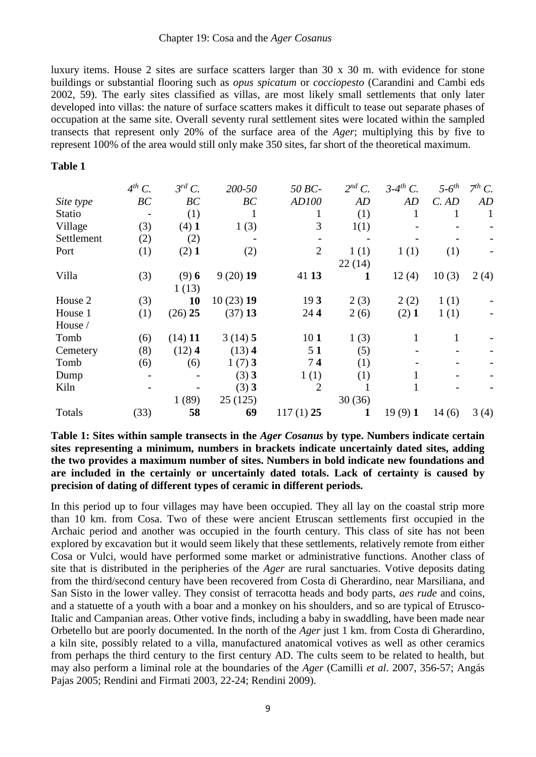luxury items. House 2 sites are surface scatters larger than 30 x 30 m. with evidence for stone buildings or substantial flooring such as *opus spicatum* or *cocciopesto* (Carandini and Cambi eds 2002, 59). The early sites classified as villas, are most likely small settlements that only later developed into villas: the nature of surface scatters makes it difficult to tease out separate phases of occupation at the same site. Overall seventy rural settlement sites were located within the sampled transects that represent only 20% of the surface area of the *Ager*; multiplying this by five to represent 100% of the area would still only make 350 sites, far short of the theoretical maximum.

**Table 1**

| *Site type* | *4th C. BC* | *3rd C. BC* | *200-50 BC* | *50 BC-AD100* | *2nd C. AD* | *3-4th C. AD* | *5-6th C. AD* | *7th C. AD* |
|---|---|---|---|---|---|---|---|---|
| Statio | - | (1) | 1 | 1 | (1) | 1 | 1 | 1 |
| Village | (3) | (4) **1** | 1 (3) | 3 | 1(1) | - | - | - |
| Settlement | (2) | (2) | - | - | - | - | - | - |
| Port | (1) | (2) **1** | (2) | 2 | 1 (1) | 1 (1) | (1) | - |
| Villa | (3) | (9) **6** | 9 (20) **19** | 41 **13** | 22 (14) **1** | 12 (4) | 10 (3) | 2 (4) |
| House 2 | (3) | 1 (13) **10** | 10 (23) **19** | 19 **3** | 2 (3) | 2 (2) | 1 (1) | - |
| House 1 | (1) | (26) **25** | (37) **13** | 24 **4** | 2 (6) | (2) **1** | 1 (1) | - |
| House / Tomb | (6) | (14) **11** | 3 (14) **5** | 10 **1** | 1 (3) | 1 | 1 | - |
| Cemetery | (8) | (12) **4** | (13) **4** | 5 **1** | (5) | - | - | - |
| Tomb | (6) | (6) | 1 (7) **3** | 7 **4** | (1) | - | - | - |
| Dump | - | - | (3) **3** | 1 (1) | (1) | 1 | - | - |
| Kiln | - | - | (3) **3** | 2 | 1 | 1 | - | - |
| Totals | (33) | 1 (89) **58** | 25 (125) **69** | 117 (1) **25** | 30 (36) **1** | 19 (9) **1** | 14 (6) | 3 (4) |

**Table 1: Sites within sample transects in the *Ager Cosanus* by type. Numbers indicate certain sites representing a minimum, numbers in brackets indicate uncertainly dated sites, adding the two provides a maximum number of sites. Numbers in bold indicate new foundations and are included in the certainly or uncertainly dated totals. Lack of certainty is caused by precision of dating of different types of ceramic in different periods.**

In this period up to four villages may have been occupied. They all lay on the coastal strip more than 10 km. from Cosa. Two of these were ancient Etruscan settlements first occupied in the Archaic period and another was occupied in the fourth century. This class of site has not been explored by excavation but it would seem likely that these settlements, relatively remote from either Cosa or Vulci, would have performed some market or administrative functions. Another class of site that is distributed in the peripheries of the *Ager* are rural sanctuaries. Votive deposits dating from the third/second century have been recovered from Costa di Gherardino, near Marsiliana, and San Sisto in the lower valley. They consist of terracotta heads and body parts, *aes rude* and coins, and a statuette of a youth with a boar and a monkey on his shoulders, and so are typical of Etrusco-Italic and Campanian areas. Other votive finds, including a baby in swaddling, have been made near Orbetello but are poorly documented. In the north of the *Ager* just 1 km. from Costa di Gherardino, a kiln site, possibly related to a villa, manufactured anatomical votives as well as other ceramics from perhaps the third century to the first century AD. The cults seem to be related to health, but may also perform a liminal role at the boundaries of the *Ager* (Camilli *et al*. 2007, 356-57; Angás Pajas 2005; Rendini and Firmati 2003, 22-24; Rendini 2009).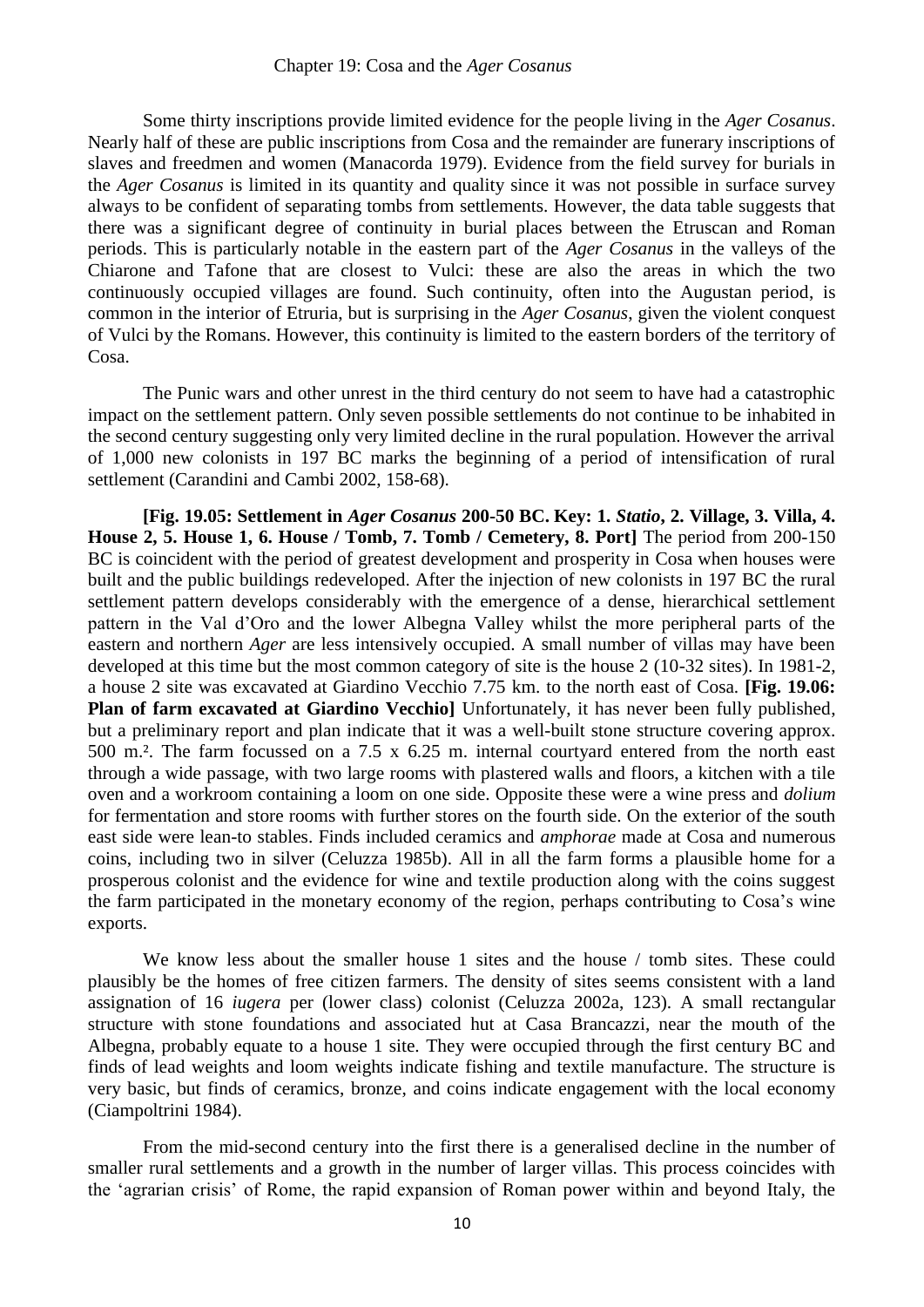Some thirty inscriptions provide limited evidence for the people living in the *Ager Cosanus*. Nearly half of these are public inscriptions from Cosa and the remainder are funerary inscriptions of slaves and freedmen and women (Manacorda 1979). Evidence from the field survey for burials in the *Ager Cosanus* is limited in its quantity and quality since it was not possible in surface survey always to be confident of separating tombs from settlements. However, the data table suggests that there was a significant degree of continuity in burial places between the Etruscan and Roman periods. This is particularly notable in the eastern part of the *Ager Cosanus* in the valleys of the Chiarone and Tafone that are closest to Vulci: these are also the areas in which the two continuously occupied villages are found. Such continuity, often into the Augustan period, is common in the interior of Etruria, but is surprising in the *Ager Cosanus*, given the violent conquest of Vulci by the Romans. However, this continuity is limited to the eastern borders of the territory of Cosa.

The Punic wars and other unrest in the third century do not seem to have had a catastrophic impact on the settlement pattern. Only seven possible settlements do not continue to be inhabited in the second century suggesting only very limited decline in the rural population. However the arrival of 1,000 new colonists in 197 BC marks the beginning of a period of intensification of rural settlement (Carandini and Cambi 2002, 158-68).

**[Fig. 19.05: Settlement in *Ager Cosanus* 200-50 BC. Key: 1. *Statio*, 2. Village, 3. Villa, 4. House 2, 5. House 1, 6. House / Tomb, 7. Tomb / Cemetery, 8. Port]** The period from 200-150 BC is coincident with the period of greatest development and prosperity in Cosa when houses were built and the public buildings redeveloped. After the injection of new colonists in 197 BC the rural settlement pattern develops considerably with the emergence of a dense, hierarchical settlement pattern in the Val d'Oro and the lower Albegna Valley whilst the more peripheral parts of the eastern and northern *Ager* are less intensively occupied. A small number of villas may have been developed at this time but the most common category of site is the house 2 (10-32 sites). In 1981-2, a house 2 site was excavated at Giardino Vecchio 7.75 km. to the north east of Cosa. **[Fig. 19.06: Plan of farm excavated at Giardino Vecchio]** Unfortunately, it has never been fully published, but a preliminary report and plan indicate that it was a well-built stone structure covering approx. 500 m.². The farm focussed on a 7.5 x 6.25 m. internal courtyard entered from the north east through a wide passage, with two large rooms with plastered walls and floors, a kitchen with a tile oven and a workroom containing a loom on one side. Opposite these were a wine press and *dolium* for fermentation and store rooms with further stores on the fourth side. On the exterior of the south east side were lean-to stables. Finds included ceramics and *amphorae* made at Cosa and numerous coins, including two in silver (Celuzza 1985b). All in all the farm forms a plausible home for a prosperous colonist and the evidence for wine and textile production along with the coins suggest the farm participated in the monetary economy of the region, perhaps contributing to Cosa's wine exports.

We know less about the smaller house 1 sites and the house / tomb sites. These could plausibly be the homes of free citizen farmers. The density of sites seems consistent with a land assignation of 16 *iugera* per (lower class) colonist (Celuzza 2002a, 123). A small rectangular structure with stone foundations and associated hut at Casa Brancazzi, near the mouth of the Albegna, probably equate to a house 1 site. They were occupied through the first century BC and finds of lead weights and loom weights indicate fishing and textile manufacture. The structure is very basic, but finds of ceramics, bronze, and coins indicate engagement with the local economy (Ciampoltrini 1984).

From the mid-second century into the first there is a generalised decline in the number of smaller rural settlements and a growth in the number of larger villas. This process coincides with the 'agrarian crisis' of Rome, the rapid expansion of Roman power within and beyond Italy, the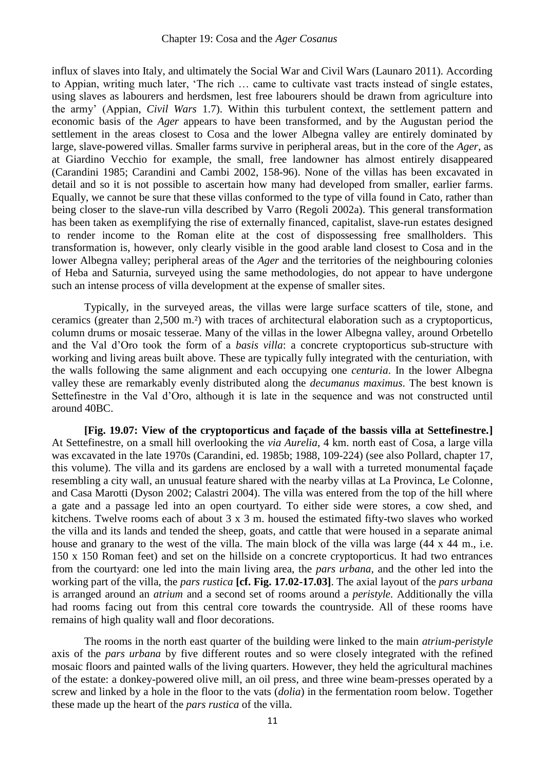influx of slaves into Italy, and ultimately the Social War and Civil Wars (Launaro 2011). According to Appian, writing much later, 'The rich … came to cultivate vast tracts instead of single estates, using slaves as labourers and herdsmen, lest free labourers should be drawn from agriculture into the army' (Appian, *Civil Wars* 1.7). Within this turbulent context, the settlement pattern and economic basis of the *Ager* appears to have been transformed, and by the Augustan period the settlement in the areas closest to Cosa and the lower Albegna valley are entirely dominated by large, slave-powered villas. Smaller farms survive in peripheral areas, but in the core of the *Ager*, as at Giardino Vecchio for example, the small, free landowner has almost entirely disappeared (Carandini 1985; Carandini and Cambi 2002, 158-96). None of the villas has been excavated in detail and so it is not possible to ascertain how many had developed from smaller, earlier farms. Equally, we cannot be sure that these villas conformed to the type of villa found in Cato, rather than being closer to the slave-run villa described by Varro (Regoli 2002a). This general transformation has been taken as exemplifying the rise of externally financed, capitalist, slave-run estates designed to render income to the Roman elite at the cost of dispossessing free smallholders. This transformation is, however, only clearly visible in the good arable land closest to Cosa and in the lower Albegna valley; peripheral areas of the *Ager* and the territories of the neighbouring colonies of Heba and Saturnia, surveyed using the same methodologies, do not appear to have undergone such an intense process of villa development at the expense of smaller sites.

Typically, in the surveyed areas, the villas were large surface scatters of tile, stone, and ceramics (greater than 2,500 m.$^2$) with traces of architectural elaboration such as a cryptoporticus, column drums or mosaic tesserae. Many of the villas in the lower Albegna valley, around Orbetello and the Val d'Oro took the form of a *basis villa*: a concrete cryptoporticus sub-structure with working and living areas built above. These are typically fully integrated with the centuriation, with the walls following the same alignment and each occupying one *centuria*. In the lower Albegna valley these are remarkably evenly distributed along the *decumanus maximus*. The best known is Settefinestre in the Val d'Oro, although it is late in the sequence and was not constructed until around 40BC.

**[Fig. 19.07: View of the cryptoporticus and façade of the bassis villa at Settefinestre.]** At Settefinestre, on a small hill overlooking the *via Aurelia*, 4 km. north east of Cosa, a large villa was excavated in the late 1970s (Carandini, ed. 1985b; 1988, 109-224) (see also Pollard, chapter 17, this volume). The villa and its gardens are enclosed by a wall with a turreted monumental façade resembling a city wall, an unusual feature shared with the nearby villas at La Provinca, Le Colonne, and Casa Marotti (Dyson 2002; Calastri 2004). The villa was entered from the top of the hill where a gate and a passage led into an open courtyard. To either side were stores, a cow shed, and kitchens. Twelve rooms each of about 3 x 3 m. housed the estimated fifty-two slaves who worked the villa and its lands and tended the sheep, goats, and cattle that were housed in a separate animal house and granary to the west of the villa. The main block of the villa was large (44 x 44 m., i.e. 150 x 150 Roman feet) and set on the hillside on a concrete cryptoporticus. It had two entrances from the courtyard: one led into the main living area, the *pars urbana*, and the other led into the working part of the villa, the *pars rustica* **[cf. Fig. 17.02-17.03]**. The axial layout of the *pars urbana* is arranged around an *atrium* and a second set of rooms around a *peristyle*. Additionally the villa had rooms facing out from this central core towards the countryside. All of these rooms have remains of high quality wall and floor decorations.

The rooms in the north east quarter of the building were linked to the main *atrium-peristyle* axis of the *pars urbana* by five different routes and so were closely integrated with the refined mosaic floors and painted walls of the living quarters. However, they held the agricultural machines of the estate: a donkey-powered olive mill, an oil press, and three wine beam-presses operated by a screw and linked by a hole in the floor to the vats (*dolia*) in the fermentation room below. Together these made up the heart of the *pars rustica* of the villa.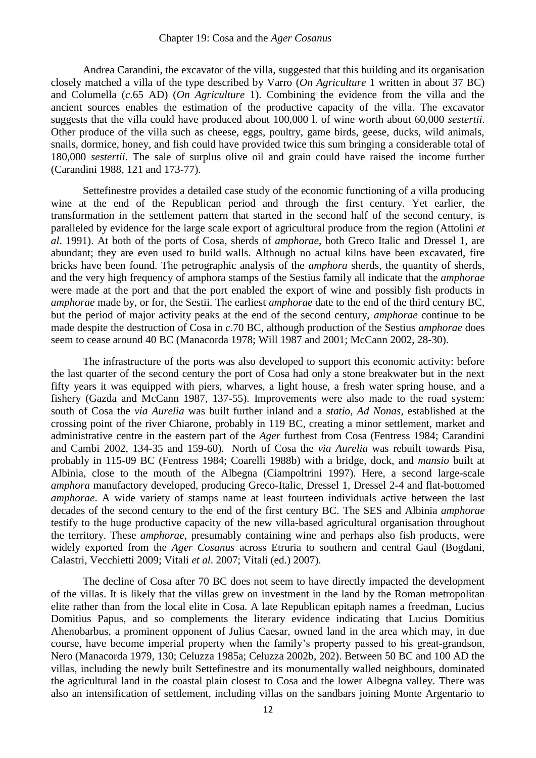Andrea Carandini, the excavator of the villa, suggested that this building and its organisation closely matched a villa of the type described by Varro (*On Agriculture* 1 written in about 37 BC) and Columella (*c*.65 AD) (*On Agriculture* 1). Combining the evidence from the villa and the ancient sources enables the estimation of the productive capacity of the villa. The excavator suggests that the villa could have produced about 100,000 l. of wine worth about 60,000 *sestertii*. Other produce of the villa such as cheese, eggs, poultry, game birds, geese, ducks, wild animals, snails, dormice, honey, and fish could have provided twice this sum bringing a considerable total of 180,000 *sestertii*. The sale of surplus olive oil and grain could have raised the income further (Carandini 1988, 121 and 173-77).

Settefinestre provides a detailed case study of the economic functioning of a villa producing wine at the end of the Republican period and through the first century. Yet earlier, the transformation in the settlement pattern that started in the second half of the second century, is paralleled by evidence for the large scale export of agricultural produce from the region (Attolini *et al*. 1991). At both of the ports of Cosa, sherds of *amphorae*, both Greco Italic and Dressel 1, are abundant; they are even used to build walls. Although no actual kilns have been excavated, fire bricks have been found. The petrographic analysis of the *amphora* sherds, the quantity of sherds, and the very high frequency of amphora stamps of the Sestius family all indicate that the *amphorae* were made at the port and that the port enabled the export of wine and possibly fish products in *amphorae* made by, or for, the Sestii. The earliest *amphorae* date to the end of the third century BC, but the period of major activity peaks at the end of the second century, *amphorae* continue to be made despite the destruction of Cosa in *c*.70 BC, although production of the Sestius *amphorae* does seem to cease around 40 BC (Manacorda 1978; Will 1987 and 2001; McCann 2002, 28-30).

The infrastructure of the ports was also developed to support this economic activity: before the last quarter of the second century the port of Cosa had only a stone breakwater but in the next fifty years it was equipped with piers, wharves, a light house, a fresh water spring house, and a fishery (Gazda and McCann 1987, 137-55). Improvements were also made to the road system: south of Cosa the *via Aurelia* was built further inland and a *statio*, *Ad Nonas*, established at the crossing point of the river Chiarone, probably in 119 BC, creating a minor settlement, market and administrative centre in the eastern part of the *Ager* furthest from Cosa (Fentress 1984; Carandini and Cambi 2002, 134-35 and 159-60). North of Cosa the *via Aurelia* was rebuilt towards Pisa, probably in 115-09 BC (Fentress 1984; Coarelli 1988b) with a bridge, dock, and *mansio* built at Albinia, close to the mouth of the Albegna (Ciampoltrini 1997). Here, a second large-scale *amphora* manufactory developed, producing Greco-Italic, Dressel 1, Dressel 2-4 and flat-bottomed *amphorae*. A wide variety of stamps name at least fourteen individuals active between the last decades of the second century to the end of the first century BC. The SES and Albinia *amphorae* testify to the huge productive capacity of the new villa-based agricultural organisation throughout the territory. These *amphorae*, presumably containing wine and perhaps also fish products, were widely exported from the *Ager Cosanus* across Etruria to southern and central Gaul (Bogdani, Calastri, Vecchietti 2009; Vitali *et al*. 2007; Vitali (ed.) 2007).

The decline of Cosa after 70 BC does not seem to have directly impacted the development of the villas. It is likely that the villas grew on investment in the land by the Roman metropolitan elite rather than from the local elite in Cosa. A late Republican epitaph names a freedman, Lucius Domitius Papus, and so complements the literary evidence indicating that Lucius Domitius Ahenobarbus, a prominent opponent of Julius Caesar, owned land in the area which may, in due course, have become imperial property when the family's property passed to his great-grandson, Nero (Manacorda 1979, 130; Celuzza 1985a; Celuzza 2002b, 202). Between 50 BC and 100 AD the villas, including the newly built Settefinestre and its monumentally walled neighbours, dominated the agricultural land in the coastal plain closest to Cosa and the lower Albegna valley. There was also an intensification of settlement, including villas on the sandbars joining Monte Argentario to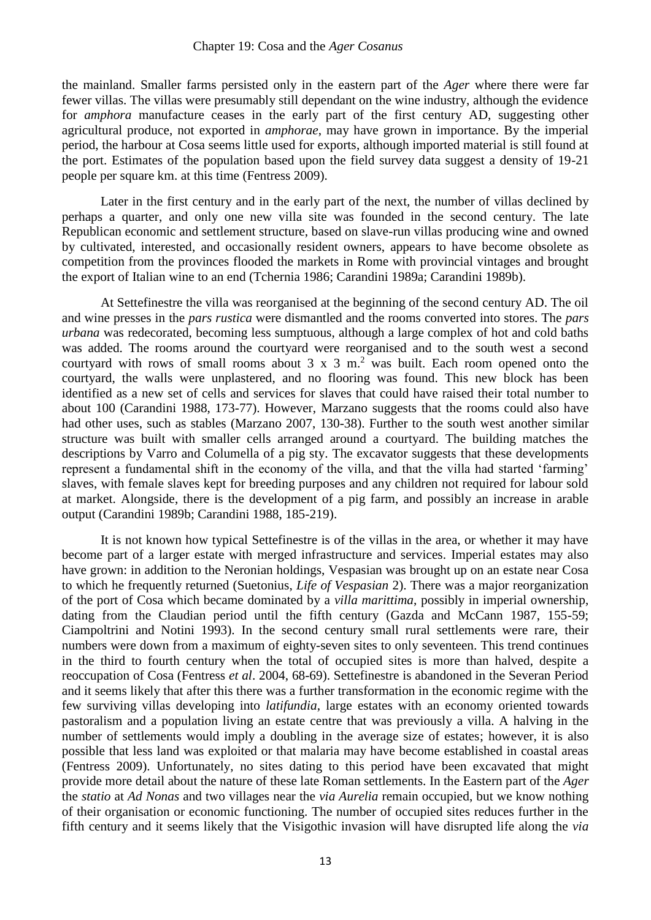the mainland. Smaller farms persisted only in the eastern part of the *Ager* where there were far fewer villas. The villas were presumably still dependant on the wine industry, although the evidence for *amphora* manufacture ceases in the early part of the first century AD, suggesting other agricultural produce, not exported in *amphorae*, may have grown in importance. By the imperial period, the harbour at Cosa seems little used for exports, although imported material is still found at the port. Estimates of the population based upon the field survey data suggest a density of 19-21 people per square km. at this time (Fentress 2009).

Later in the first century and in the early part of the next, the number of villas declined by perhaps a quarter, and only one new villa site was founded in the second century. The late Republican economic and settlement structure, based on slave-run villas producing wine and owned by cultivated, interested, and occasionally resident owners, appears to have become obsolete as competition from the provinces flooded the markets in Rome with provincial vintages and brought the export of Italian wine to an end (Tchernia 1986; Carandini 1989a; Carandini 1989b).

At Settefinestre the villa was reorganised at the beginning of the second century AD. The oil and wine presses in the *pars rustica* were dismantled and the rooms converted into stores. The *pars urbana* was redecorated, becoming less sumptuous, although a large complex of hot and cold baths was added. The rooms around the courtyard were reorganised and to the south west a second courtyard with rows of small rooms about 3 x 3 m.[2] was built. Each room opened onto the courtyard, the walls were unplastered, and no flooring was found. This new block has been identified as a new set of cells and services for slaves that could have raised their total number to about 100 (Carandini 1988, 173-77). However, Marzano suggests that the rooms could also have had other uses, such as stables (Marzano 2007, 130-38). Further to the south west another similar structure was built with smaller cells arranged around a courtyard. The building matches the descriptions by Varro and Columella of a pig sty. The excavator suggests that these developments represent a fundamental shift in the economy of the villa, and that the villa had started 'farming' slaves, with female slaves kept for breeding purposes and any children not required for labour sold at market. Alongside, there is the development of a pig farm, and possibly an increase in arable output (Carandini 1989b; Carandini 1988, 185-219).

It is not known how typical Settefinestre is of the villas in the area, or whether it may have become part of a larger estate with merged infrastructure and services. Imperial estates may also have grown: in addition to the Neronian holdings, Vespasian was brought up on an estate near Cosa to which he frequently returned (Suetonius, *Life of Vespasian* 2). There was a major reorganization of the port of Cosa which became dominated by a *villa marittima*, possibly in imperial ownership, dating from the Claudian period until the fifth century (Gazda and McCann 1987, 155-59; Ciampoltrini and Notini 1993). In the second century small rural settlements were rare, their numbers were down from a maximum of eighty-seven sites to only seventeen. This trend continues in the third to fourth century when the total of occupied sites is more than halved, despite a reoccupation of Cosa (Fentress *et al*. 2004, 68-69). Settefinestre is abandoned in the Severan Period and it seems likely that after this there was a further transformation in the economic regime with the few surviving villas developing into *latifundia*, large estates with an economy oriented towards pastoralism and a population living an estate centre that was previously a villa. A halving in the number of settlements would imply a doubling in the average size of estates; however, it is also possible that less land was exploited or that malaria may have become established in coastal areas (Fentress 2009). Unfortunately, no sites dating to this period have been excavated that might provide more detail about the nature of these late Roman settlements. In the Eastern part of the *Ager* the *statio* at *Ad Nonas* and two villages near the *via Aurelia* remain occupied, but we know nothing of their organisation or economic functioning. The number of occupied sites reduces further in the fifth century and it seems likely that the Visigothic invasion will have disrupted life along the *via*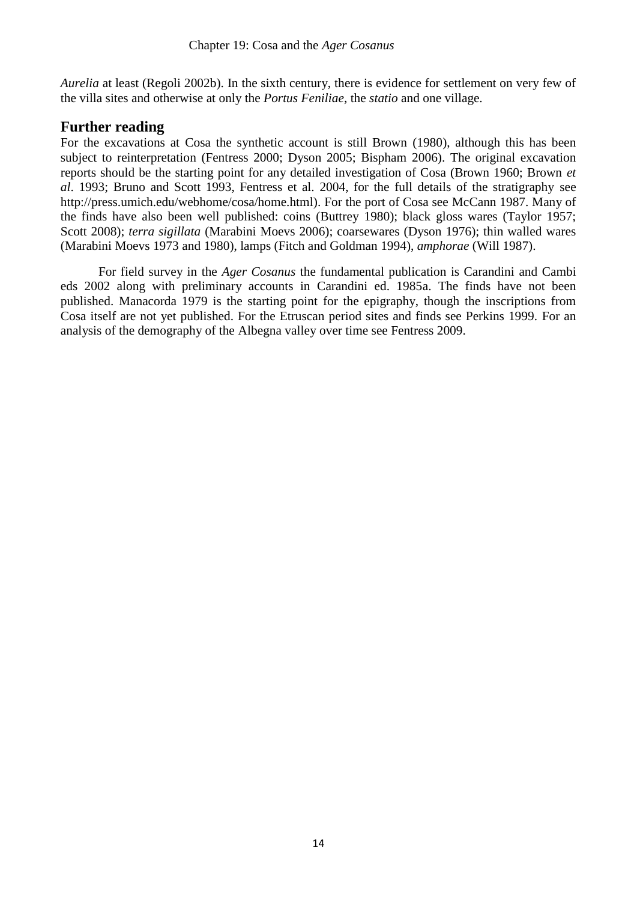*Aurelia* at least (Regoli 2002b). In the sixth century, there is evidence for settlement on very few of the villa sites and otherwise at only the *Portus Feniliae*, the *statio* and one village.

## Further reading

For the excavations at Cosa the synthetic account is still Brown (1980), although this has been subject to reinterpretation (Fentress 2000; Dyson 2005; Bispham 2006). The original excavation reports should be the starting point for any detailed investigation of Cosa (Brown 1960; Brown *et al*. 1993; Bruno and Scott 1993, Fentress et al. 2004, for the full details of the stratigraphy see http://press.umich.edu/webhome/cosa/home.html). For the port of Cosa see McCann 1987. Many of the finds have also been well published: coins (Buttrey 1980); black gloss wares (Taylor 1957; Scott 2008); *terra sigillata* (Marabini Moevs 2006); coarsewares (Dyson 1976); thin walled wares (Marabini Moevs 1973 and 1980), lamps (Fitch and Goldman 1994), *amphorae* (Will 1987).

For field survey in the *Ager Cosanus* the fundamental publication is Carandini and Cambi eds 2002 along with preliminary accounts in Carandini ed. 1985a. The finds have not been published. Manacorda 1979 is the starting point for the epigraphy, though the inscriptions from Cosa itself are not yet published. For the Etruscan period sites and finds see Perkins 1999. For an analysis of the demography of the Albegna valley over time see Fentress 2009.